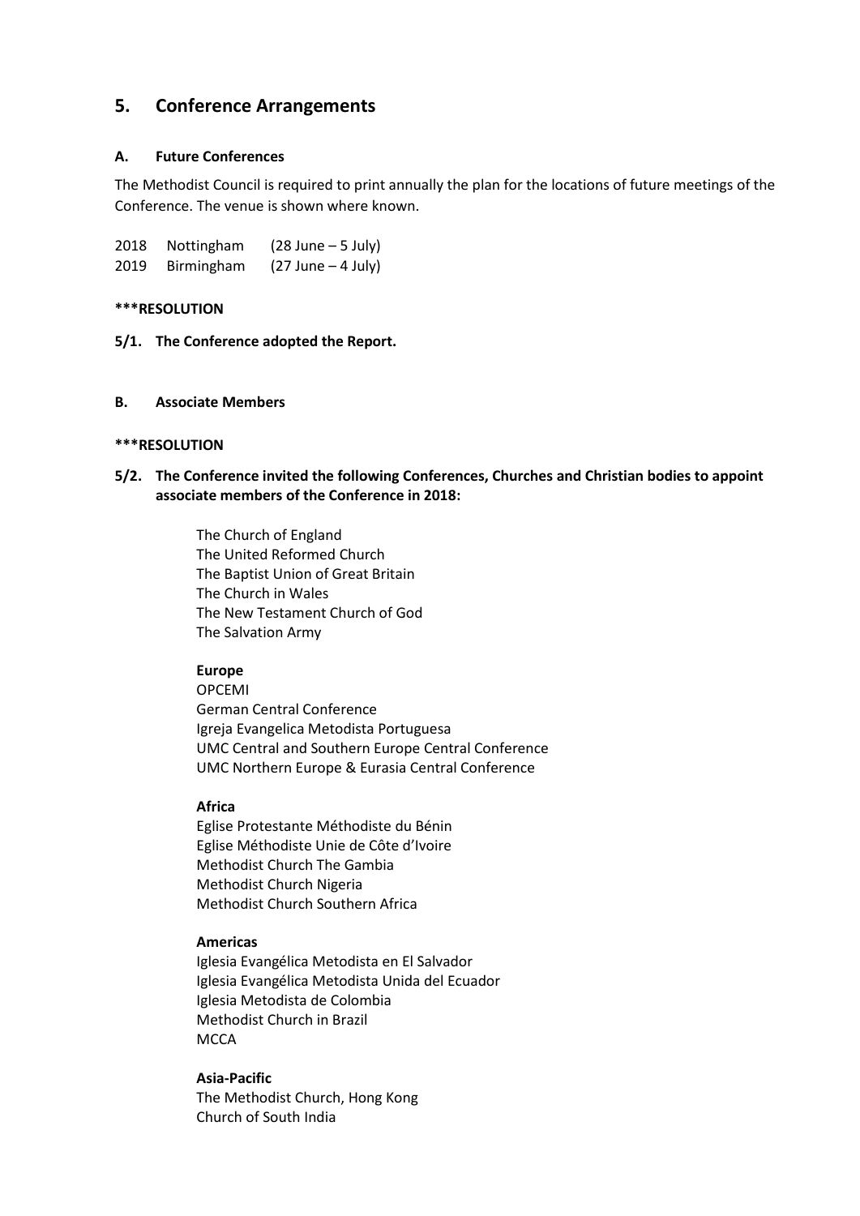## 5. Conference Arrangements

### A. Future Conferences

The Methodist Council is required to print annually the plan for the locations of future meetings of the Conference. The venue is shown where known.

2018 Nottingham (28 June – 5 July)
2019 Birmingham (27 June – 4 July)

**\*\*\*RESOLUTION**

**5/1. The Conference adopted the Report.**

### B. Associate Members

**\*\*\*RESOLUTION**

**5/2. The Conference invited the following Conferences, Churches and Christian bodies to appoint associate members of the Conference in 2018:**

The Church of England
The United Reformed Church
The Baptist Union of Great Britain
The Church in Wales
The New Testament Church of God
The Salvation Army

**Europe**
OPCEMI
German Central Conference
Igreja Evangelica Metodista Portuguesa
UMC Central and Southern Europe Central Conference
UMC Northern Europe & Eurasia Central Conference

**Africa**
Eglise Protestante Méthodiste du Bénin
Eglise Méthodiste Unie de Côte d'Ivoire
Methodist Church The Gambia
Methodist Church Nigeria
Methodist Church Southern Africa

**Americas**
Iglesia Evangélica Metodista en El Salvador
Iglesia Evangélica Metodista Unida del Ecuador
Iglesia Metodista de Colombia
Methodist Church in Brazil
MCCA

**Asia-Pacific**
The Methodist Church, Hong Kong
Church of South India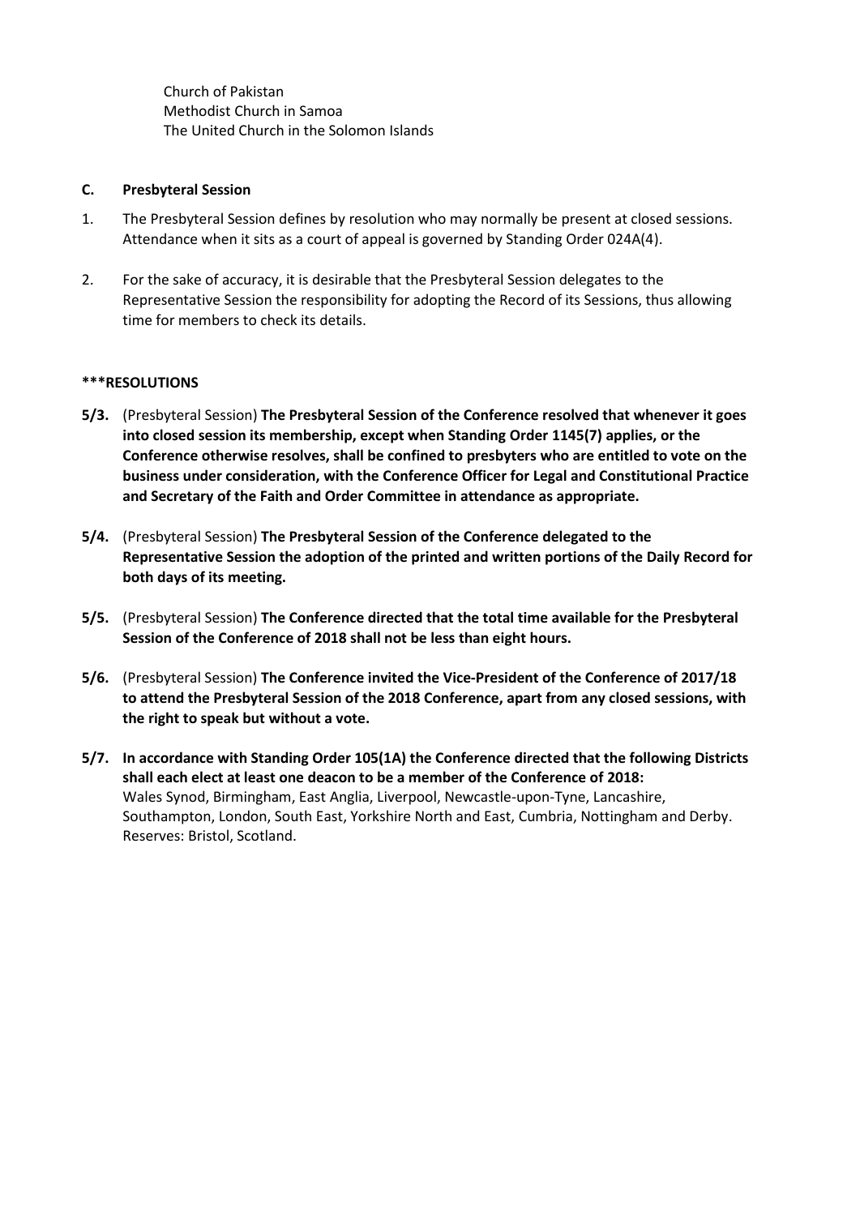Church of Pakistan
Methodist Church in Samoa
The United Church in the Solomon Islands

### C. Presbyteral Session

1. The Presbyteral Session defines by resolution who may normally be present at closed sessions. Attendance when it sits as a court of appeal is governed by Standing Order 024A(4).

2. For the sake of accuracy, it is desirable that the Presbyteral Session delegates to the Representative Session the responsibility for adopting the Record of its Sessions, thus allowing time for members to check its details.

**\*\*\*RESOLUTIONS**

**5/3.** (Presbyteral Session) **The Presbyteral Session of the Conference resolved that whenever it goes into closed session its membership, except when Standing Order 1145(7) applies, or the Conference otherwise resolves, shall be confined to presbyters who are entitled to vote on the business under consideration, with the Conference Officer for Legal and Constitutional Practice and Secretary of the Faith and Order Committee in attendance as appropriate.**

**5/4.** (Presbyteral Session) **The Presbyteral Session of the Conference delegated to the Representative Session the adoption of the printed and written portions of the Daily Record for both days of its meeting.**

**5/5.** (Presbyteral Session) **The Conference directed that the total time available for the Presbyteral Session of the Conference of 2018 shall not be less than eight hours.**

**5/6.** (Presbyteral Session) **The Conference invited the Vice-President of the Conference of 2017/18 to attend the Presbyteral Session of the 2018 Conference, apart from any closed sessions, with the right to speak but without a vote.**

**5/7. In accordance with Standing Order 105(1A) the Conference directed that the following Districts shall each elect at least one deacon to be a member of the Conference of 2018:**
Wales Synod, Birmingham, East Anglia, Liverpool, Newcastle-upon-Tyne, Lancashire, Southampton, London, South East, Yorkshire North and East, Cumbria, Nottingham and Derby.
Reserves: Bristol, Scotland.